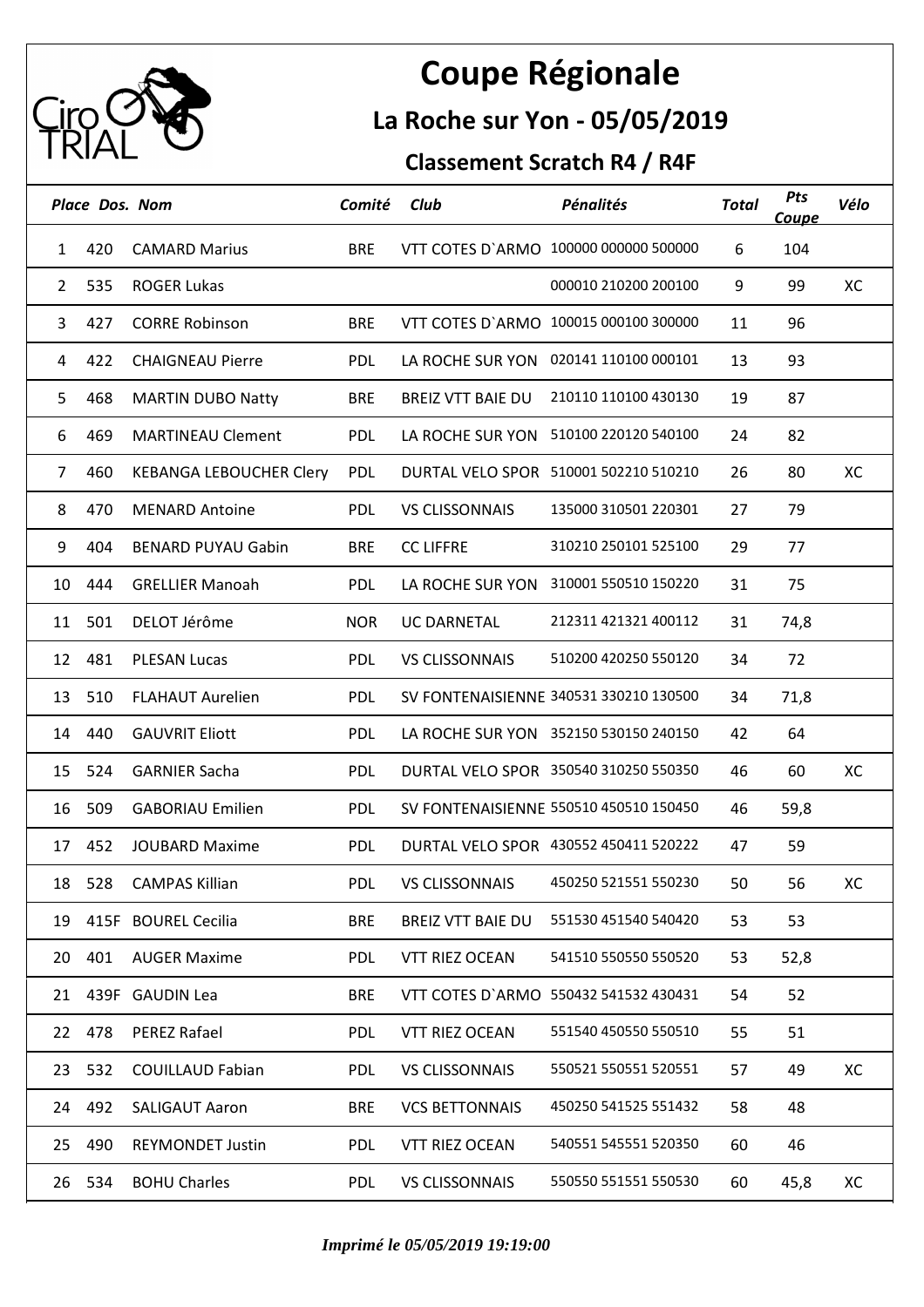# Coupe Régionale

## La Roche sur Yon - 05/05/2019

### Classement Scratch R4 / R4F

| Place | Dos. | Nom | Comité | Club | Pénalités | Total | Pts Coupe | Vélo |
|---|---|---|---|---|---|---|---|---|
| 1 | 420 | CAMARD Marius | BRE | VTT COTES D`ARMO | 100000 000000 500000 | 6 | 104 | |
| 2 | 535 | ROGER Lukas | | | 000010 210200 200100 | 9 | 99 | XC |
| 3 | 427 | CORRE Robinson | BRE | VTT COTES D`ARMO | 100015 000100 300000 | 11 | 96 | |
| 4 | 422 | CHAIGNEAU Pierre | PDL | LA ROCHE SUR YON | 020141 110100 000101 | 13 | 93 | |
| 5 | 468 | MARTIN DUBO Natty | BRE | BREIZ VTT BAIE DU | 210110 110100 430130 | 19 | 87 | |
| 6 | 469 | MARTINEAU Clement | PDL | LA ROCHE SUR YON | 510100 220120 540100 | 24 | 82 | |
| 7 | 460 | KEBANGA LEBOUCHER Clery | PDL | DURTAL VELO SPOR | 510001 502210 510210 | 26 | 80 | XC |
| 8 | 470 | MENARD Antoine | PDL | VS CLISSONNAIS | 135000 310501 220301 | 27 | 79 | |
| 9 | 404 | BENARD PUYAU Gabin | BRE | CC LIFFRE | 310210 250101 525100 | 29 | 77 | |
| 10 | 444 | GRELLIER Manoah | PDL | LA ROCHE SUR YON | 310001 550510 150220 | 31 | 75 | |
| 11 | 501 | DELOT Jérôme | NOR | UC DARNETAL | 212311 421321 400112 | 31 | 74,8 | |
| 12 | 481 | PLESAN Lucas | PDL | VS CLISSONNAIS | 510200 420250 550120 | 34 | 72 | |
| 13 | 510 | FLAHAUT Aurelien | PDL | SV FONTENAISIENNE | 340531 330210 130500 | 34 | 71,8 | |
| 14 | 440 | GAUVRIT Eliott | PDL | LA ROCHE SUR YON | 352150 530150 240150 | 42 | 64 | |
| 15 | 524 | GARNIER Sacha | PDL | DURTAL VELO SPOR | 350540 310250 550350 | 46 | 60 | XC |
| 16 | 509 | GABORIAU Emilien | PDL | SV FONTENAISIENNE | 550510 450510 150450 | 46 | 59,8 | |
| 17 | 452 | JOUBARD Maxime | PDL | DURTAL VELO SPOR | 430552 450411 520222 | 47 | 59 | |
| 18 | 528 | CAMPAS Killian | PDL | VS CLISSONNAIS | 450250 521551 550230 | 50 | 56 | XC |
| 19 | 415F | BOUREL Cecilia | BRE | BREIZ VTT BAIE DU | 551530 451540 540420 | 53 | 53 | |
| 20 | 401 | AUGER Maxime | PDL | VTT RIEZ OCEAN | 541510 550550 550520 | 53 | 52,8 | |
| 21 | 439F | GAUDIN Lea | BRE | VTT COTES D`ARMO | 550432 541532 430431 | 54 | 52 | |
| 22 | 478 | PEREZ Rafael | PDL | VTT RIEZ OCEAN | 551540 450550 550510 | 55 | 51 | |
| 23 | 532 | COUILLAUD Fabian | PDL | VS CLISSONNAIS | 550521 550551 520551 | 57 | 49 | XC |
| 24 | 492 | SALIGAUT Aaron | BRE | VCS BETTONNAIS | 450250 541525 551432 | 58 | 48 | |
| 25 | 490 | REYMONDET Justin | PDL | VTT RIEZ OCEAN | 540551 545551 520350 | 60 | 46 | |
| 26 | 534 | BOHU Charles | PDL | VS CLISSONNAIS | 550550 551551 550530 | 60 | 45,8 | XC |

*Imprimé le 05/05/2019 19:19:00*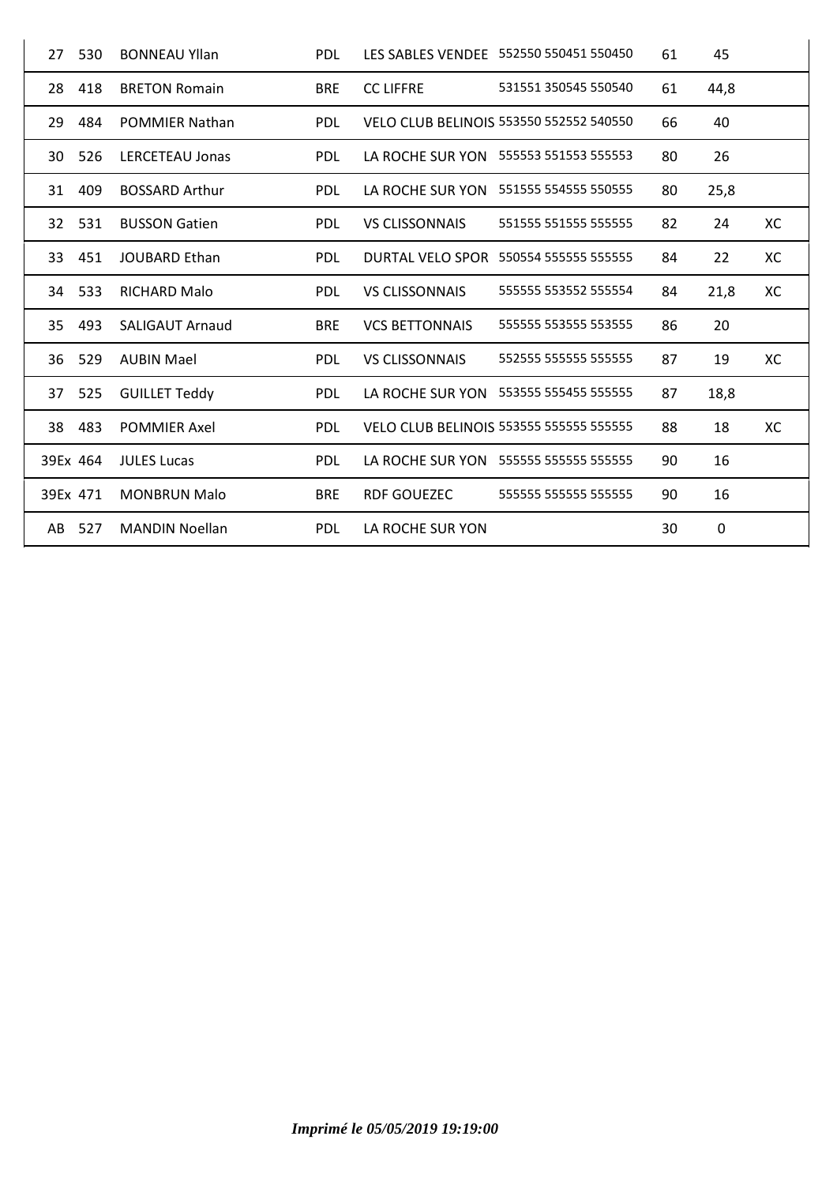| | | | | | | | | |
|---|---|---|---|---|---|---|---|---|
| 27 | 530 | BONNEAU Yllan | PDL | LES SABLES VENDEE | 552550 550451 550450 | 61 | 45 | |
| 28 | 418 | BRETON Romain | BRE | CC LIFFRE | 531551 350545 550540 | 61 | 44,8 | |
| 29 | 484 | POMMIER Nathan | PDL | VELO CLUB BELINOIS | 553550 552552 540550 | 66 | 40 | |
| 30 | 526 | LERCETEAU Jonas | PDL | LA ROCHE SUR YON | 555553 551553 555553 | 80 | 26 | |
| 31 | 409 | BOSSARD Arthur | PDL | LA ROCHE SUR YON | 551555 554555 550555 | 80 | 25,8 | |
| 32 | 531 | BUSSON Gatien | PDL | VS CLISSONNAIS | 551555 551555 555555 | 82 | 24 | XC |
| 33 | 451 | JOUBARD Ethan | PDL | DURTAL VELO SPOR | 550554 555555 555555 | 84 | 22 | XC |
| 34 | 533 | RICHARD Malo | PDL | VS CLISSONNAIS | 555555 553552 555554 | 84 | 21,8 | XC |
| 35 | 493 | SALIGAUT Arnaud | BRE | VCS BETTONNAIS | 555555 553555 553555 | 86 | 20 | |
| 36 | 529 | AUBIN Mael | PDL | VS CLISSONNAIS | 552555 555555 555555 | 87 | 19 | XC |
| 37 | 525 | GUILLET Teddy | PDL | LA ROCHE SUR YON | 553555 555455 555555 | 87 | 18,8 | |
| 38 | 483 | POMMIER Axel | PDL | VELO CLUB BELINOIS | 553555 555555 555555 | 88 | 18 | XC |
| 39Ex | 464 | JULES Lucas | PDL | LA ROCHE SUR YON | 555555 555555 555555 | 90 | 16 | |
| 39Ex | 471 | MONBRUN Malo | BRE | RDF GOUEZEC | 555555 555555 555555 | 90 | 16 | |
| AB | 527 | MANDIN Noellan | PDL | LA ROCHE SUR YON | | 30 | 0 | |

*Imprimé le 05/05/2019 19:19:00*